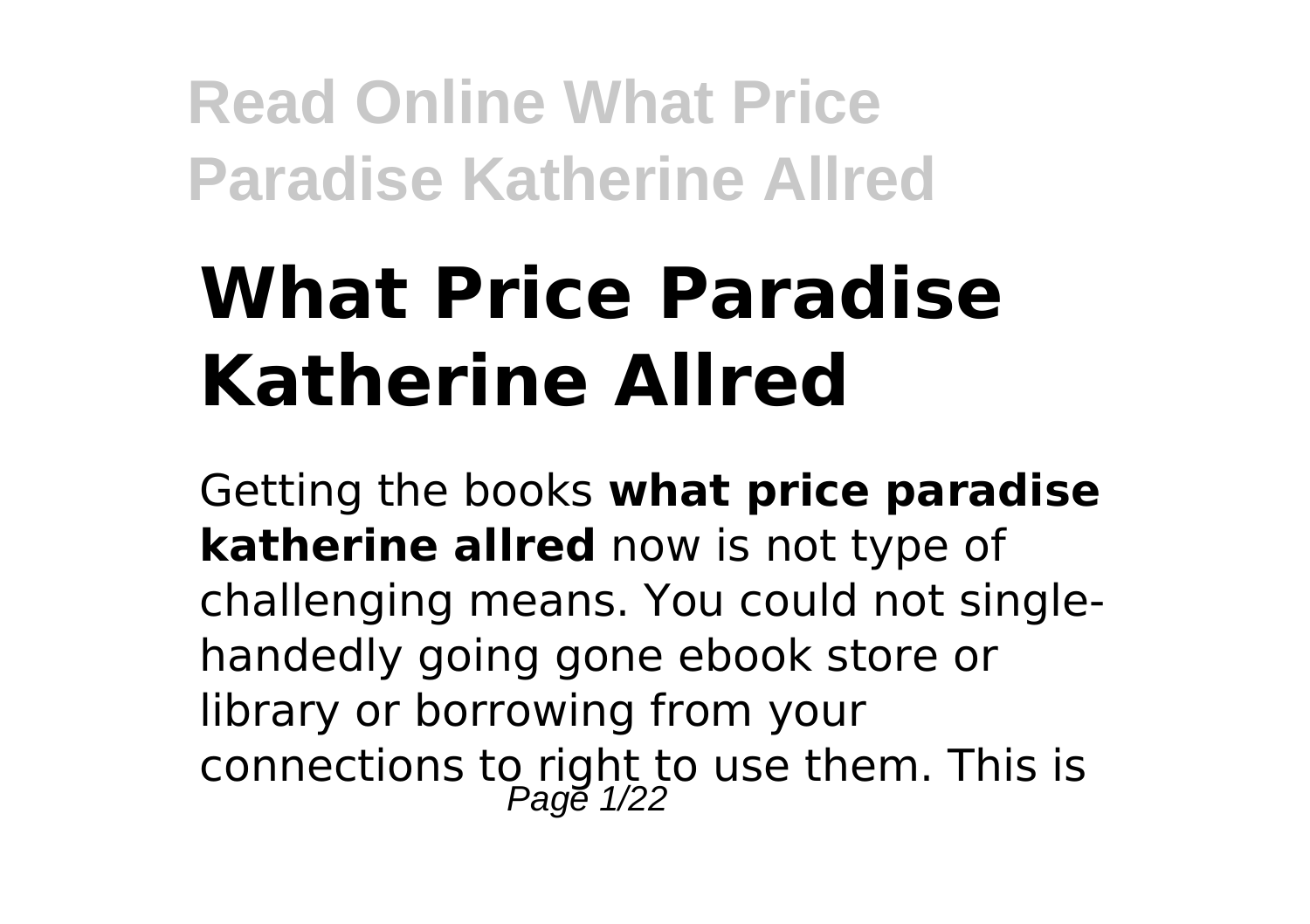# What Price Paradise Katherine Allred

Getting the books **what price paradise katherine allred** now is not type of challenging means. You could not single-handedly going gone ebook store or library or borrowing from your connections to right to use them. This is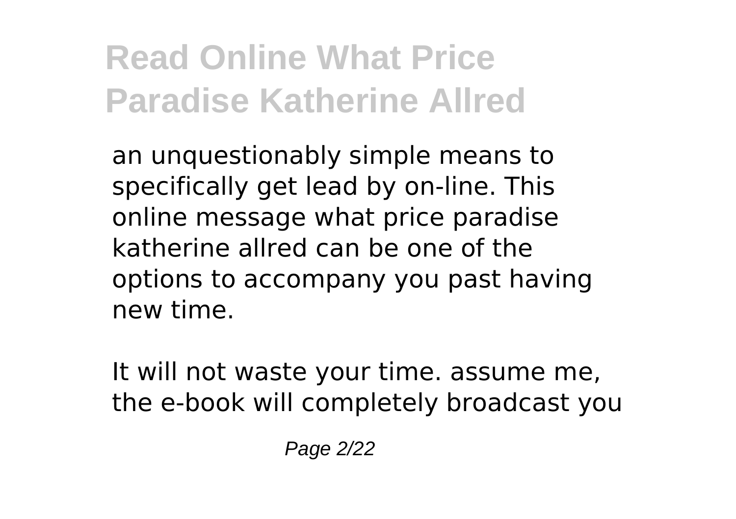an unquestionably simple means to specifically get lead by on-line. This online message what price paradise katherine allred can be one of the options to accompany you past having new time.

It will not waste your time. assume me, the e-book will completely broadcast you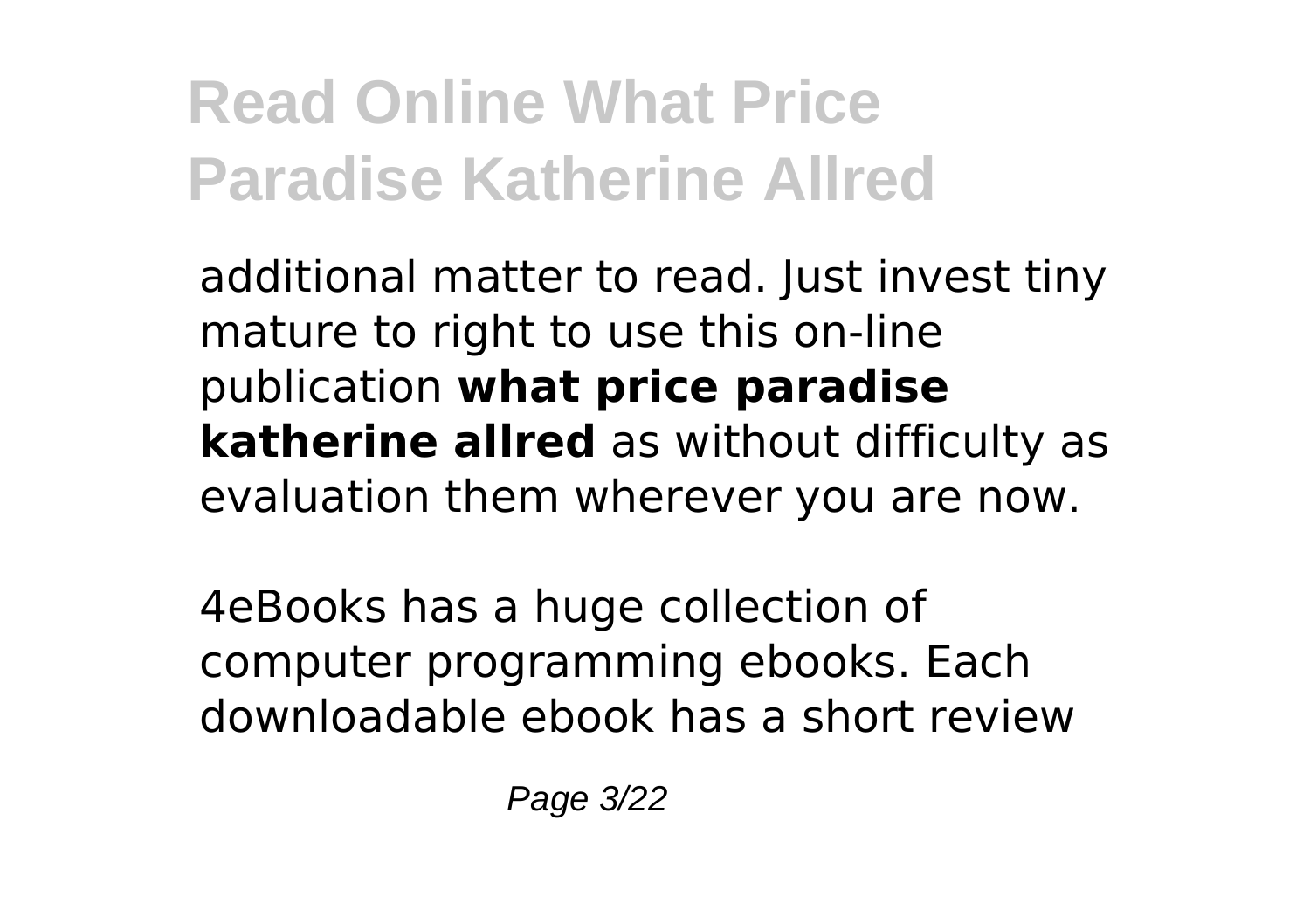additional matter to read. Just invest tiny mature to right to use this on-line publication **what price paradise katherine allred** as without difficulty as evaluation them wherever you are now.

4eBooks has a huge collection of computer programming ebooks. Each downloadable ebook has a short review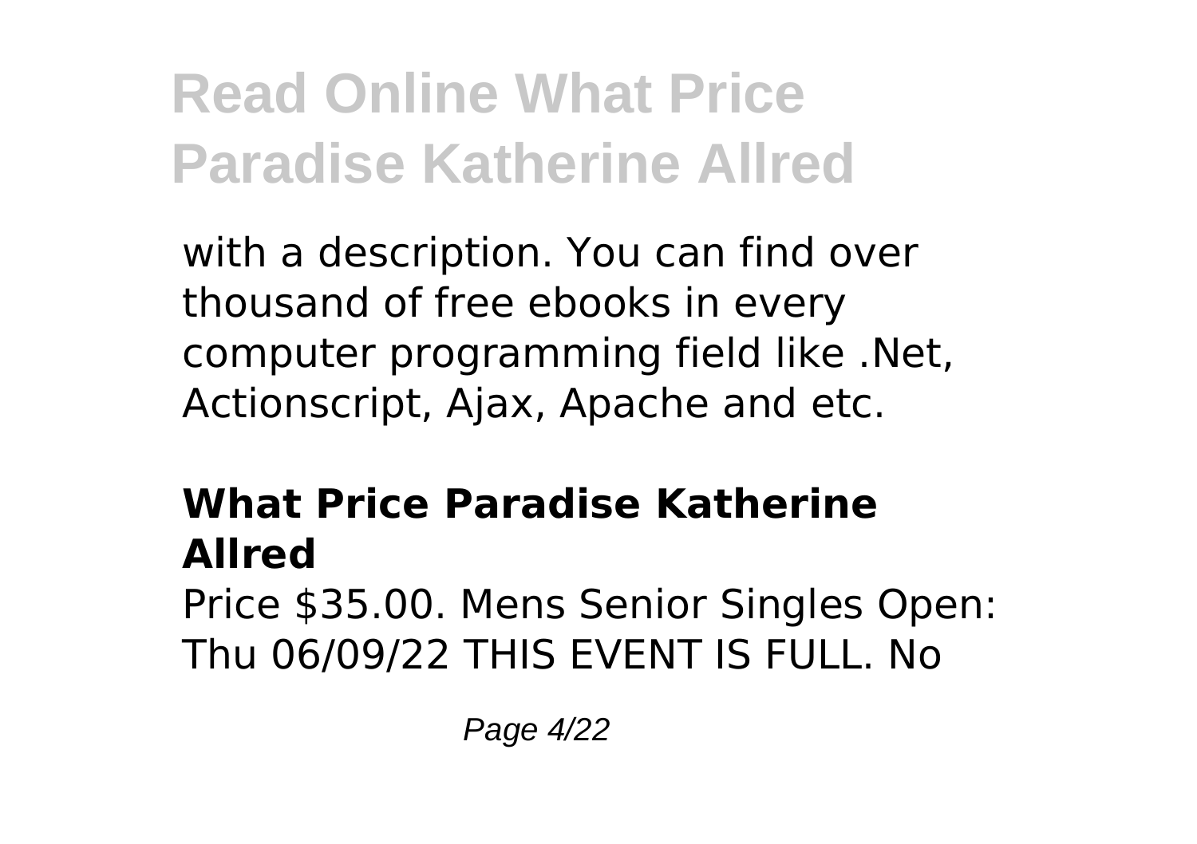with a description. You can find over thousand of free ebooks in every computer programming field like .Net, Actionscript, Ajax, Apache and etc.

## What Price Paradise Katherine Allred

Price $35.00. Mens Senior Singles Open: Thu 06/09/22 THIS EVENT IS FULL. No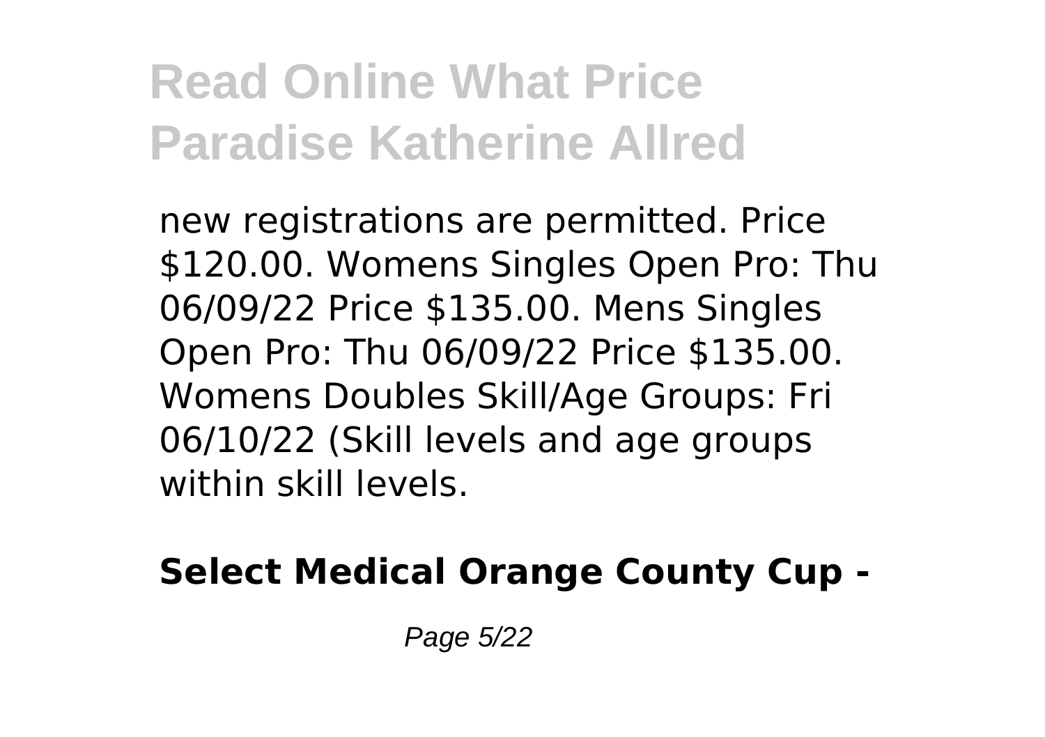new registrations are permitted. Price $120.00. Womens Singles Open Pro: Thu 06/09/22 Price $135.00. Mens Singles Open Pro: Thu 06/09/22 Price $135.00. Womens Doubles Skill/Age Groups: Fri 06/10/22 (Skill levels and age groups within skill levels.

**Select Medical Orange County Cup -**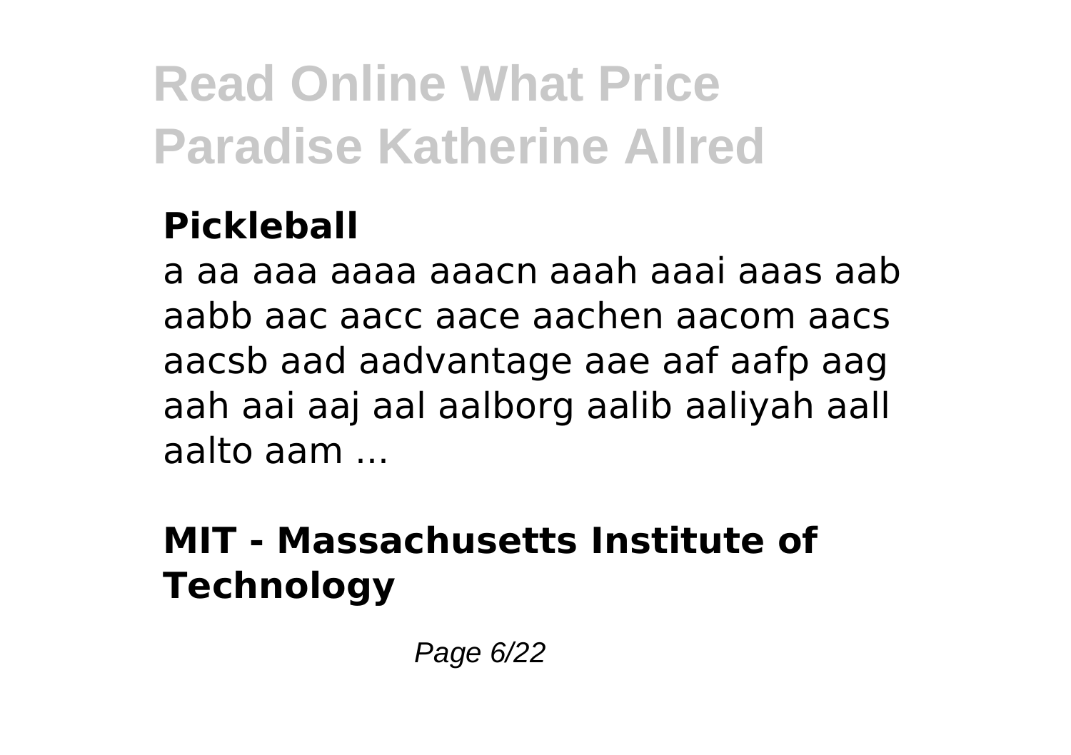### Pickleball

a aa aaa aaaa aaacn aaah aaai aaas aab aabb aac aacc aace aachen aacom aacs aacsb aad aadvantage aae aaf aafp aag aah aai aaj aal aalborg aalib aaliyah aall aalto aam ...

### MIT - Massachusetts Institute of Technology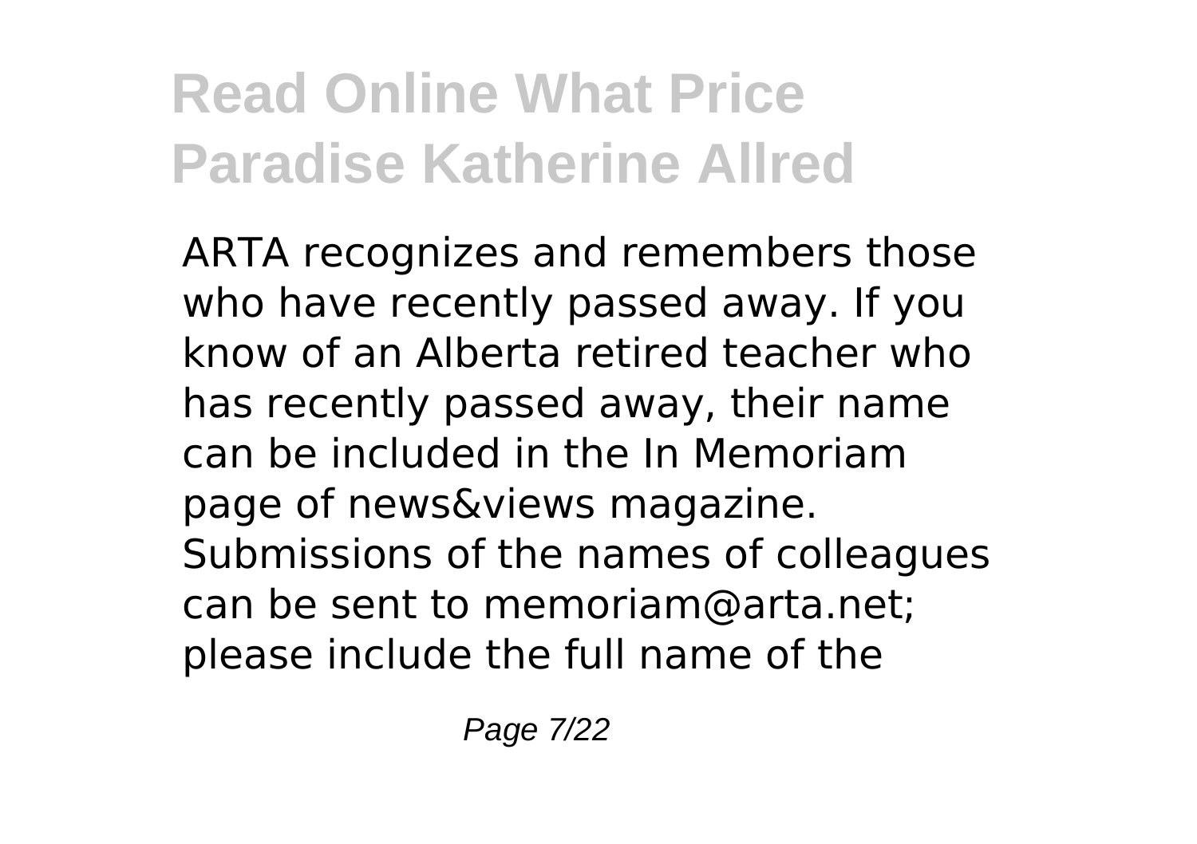ARTA recognizes and remembers those who have recently passed away. If you know of an Alberta retired teacher who has recently passed away, their name can be included in the In Memoriam page of news&views magazine. Submissions of the names of colleagues can be sent to memoriam@arta.net; please include the full name of the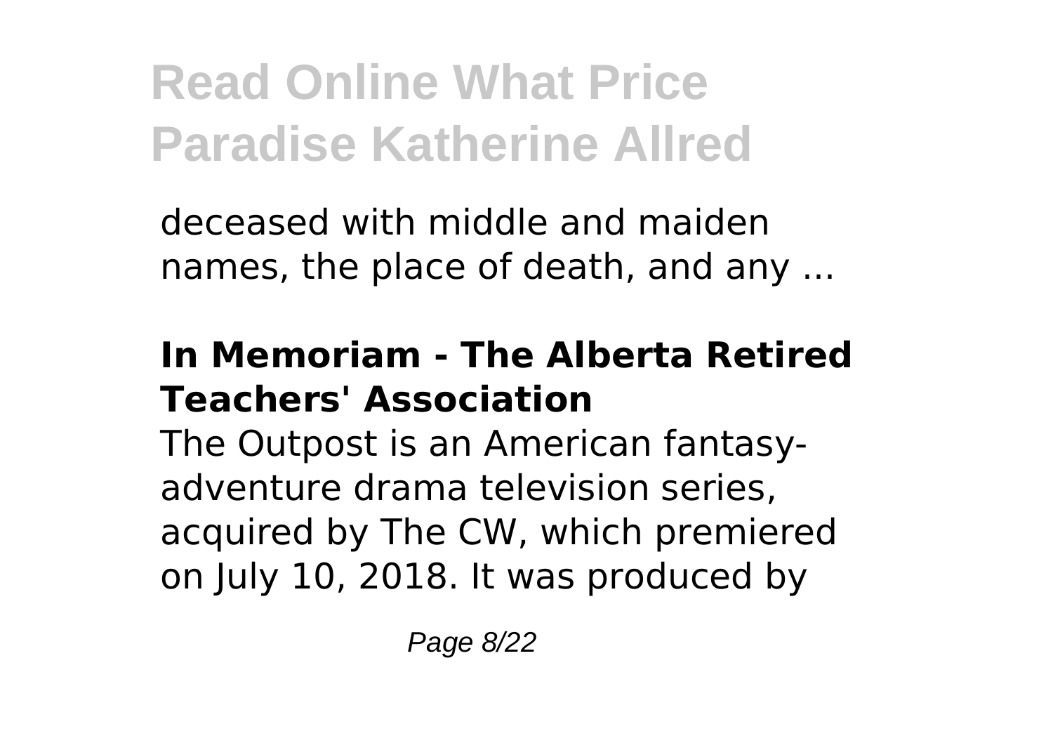deceased with middle and maiden names, the place of death, and any ...

### In Memoriam - The Alberta Retired Teachers' Association

The Outpost is an American fantasy-adventure drama television series, acquired by The CW, which premiered on July 10, 2018. It was produced by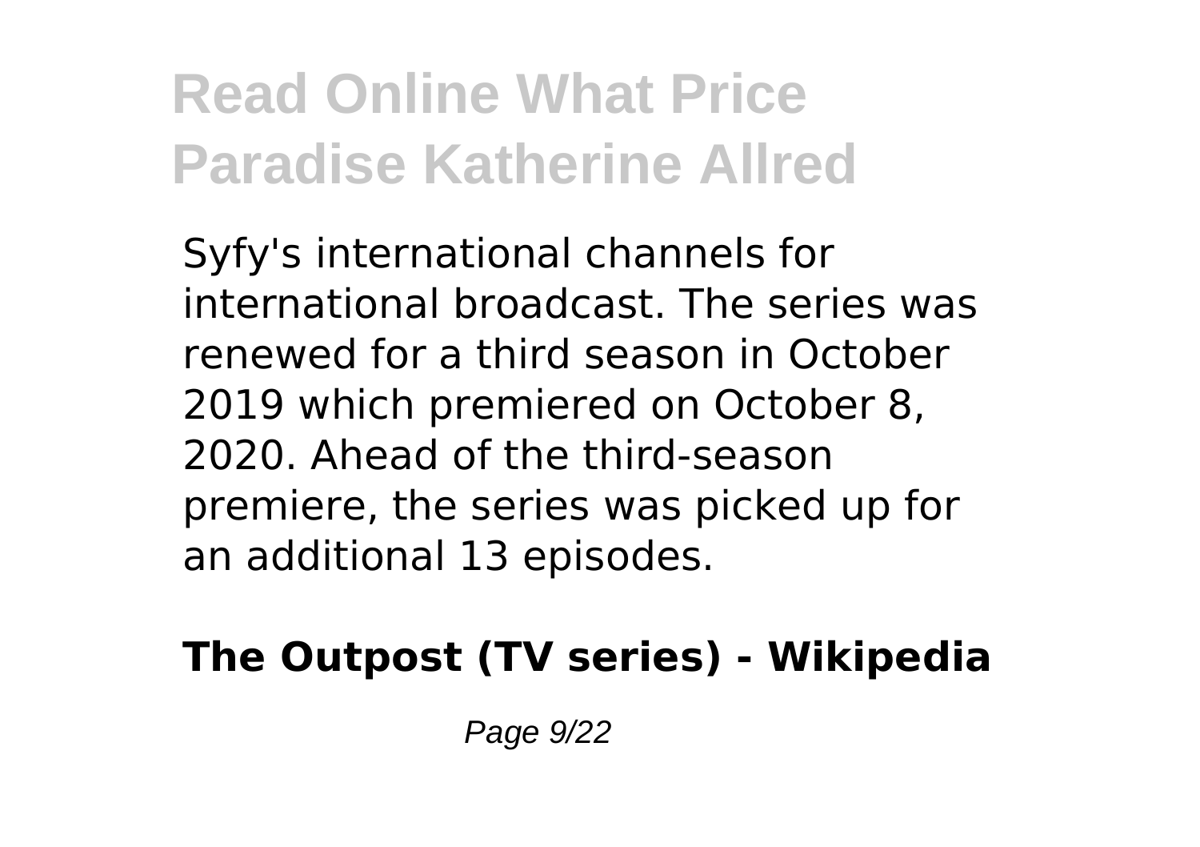Syfy's international channels for international broadcast. The series was renewed for a third season in October 2019 which premiered on October 8, 2020. Ahead of the third-season premiere, the series was picked up for an additional 13 episodes.

**The Outpost (TV series) - Wikipedia**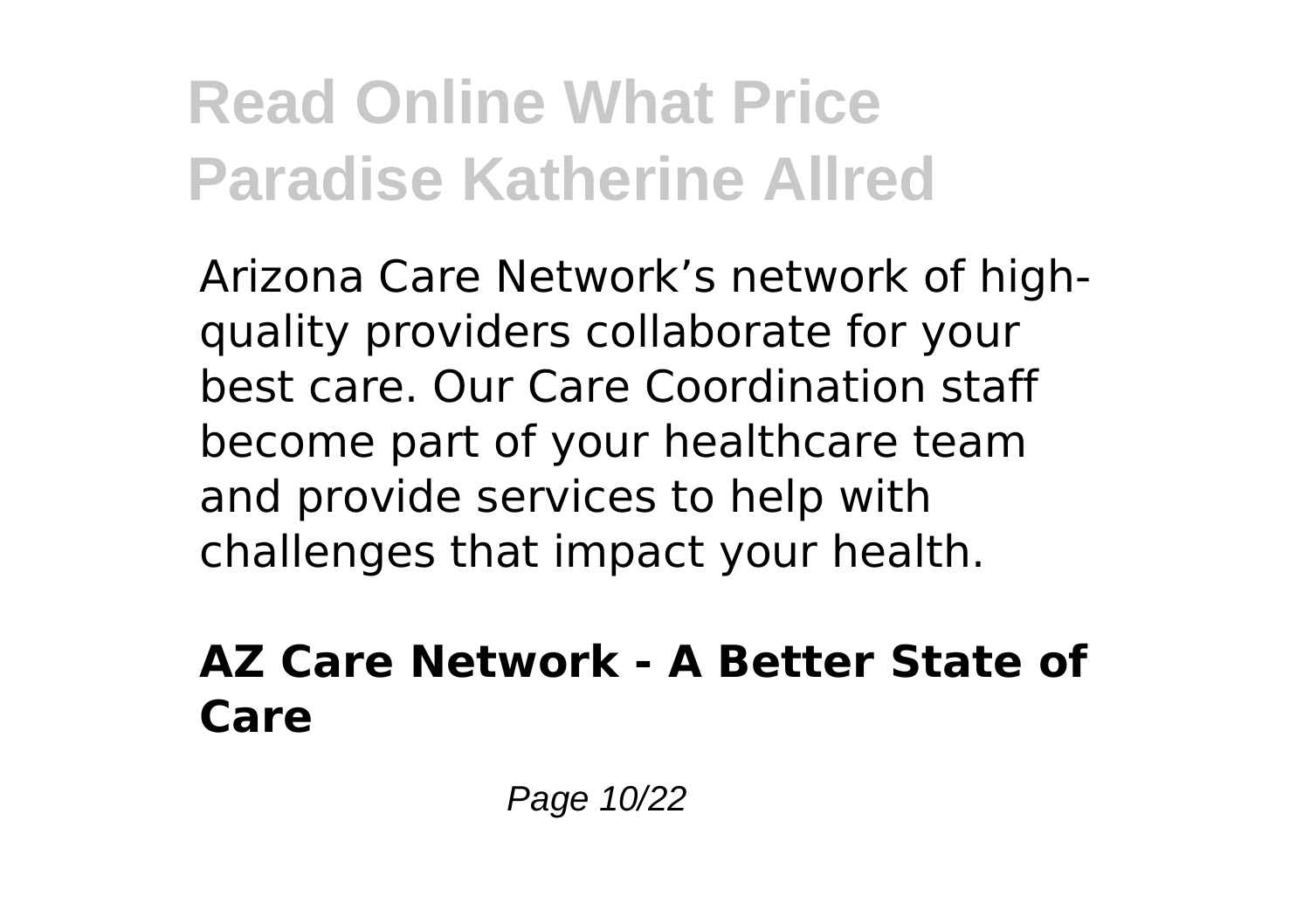Arizona Care Network’s network of high-quality providers collaborate for your best care. Our Care Coordination staff become part of your healthcare team and provide services to help with challenges that impact your health.

**AZ Care Network - A Better State of Care**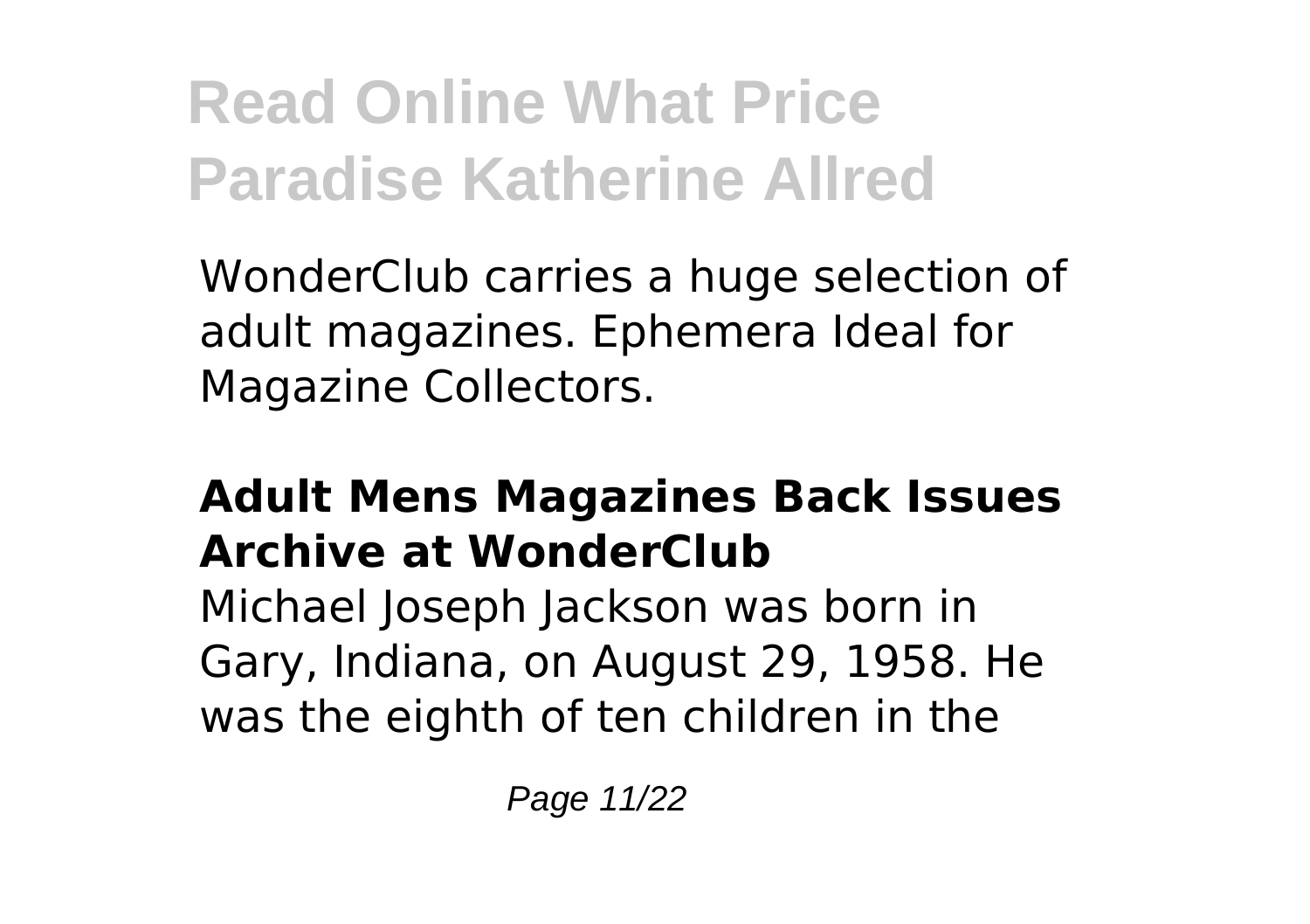WonderClub carries a huge selection of adult magazines. Ephemera Ideal for Magazine Collectors.

### Adult Mens Magazines Back Issues Archive at WonderClub

Michael Joseph Jackson was born in Gary, Indiana, on August 29, 1958. He was the eighth of ten children in the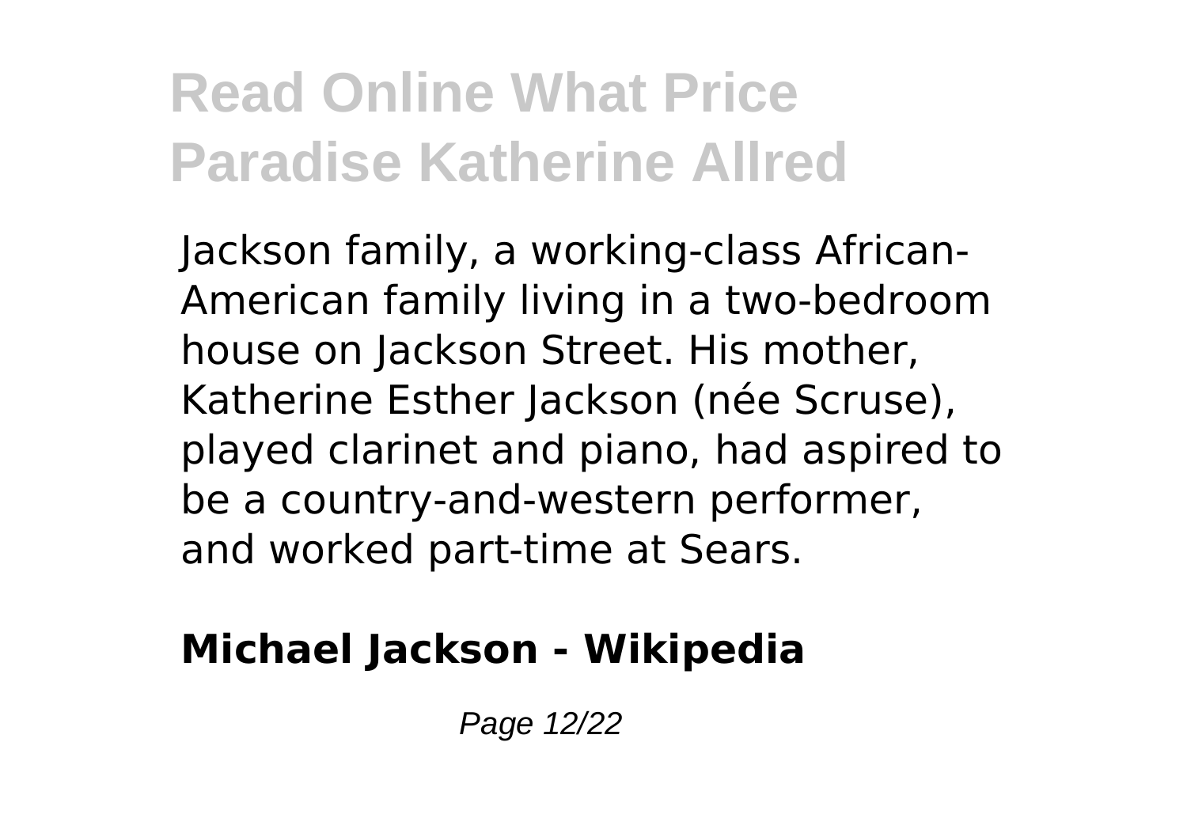Jackson family, a working-class African-American family living in a two-bedroom house on Jackson Street. His mother, Katherine Esther Jackson (née Scruse), played clarinet and piano, had aspired to be a country-and-western performer, and worked part-time at Sears.

**Michael Jackson - Wikipedia**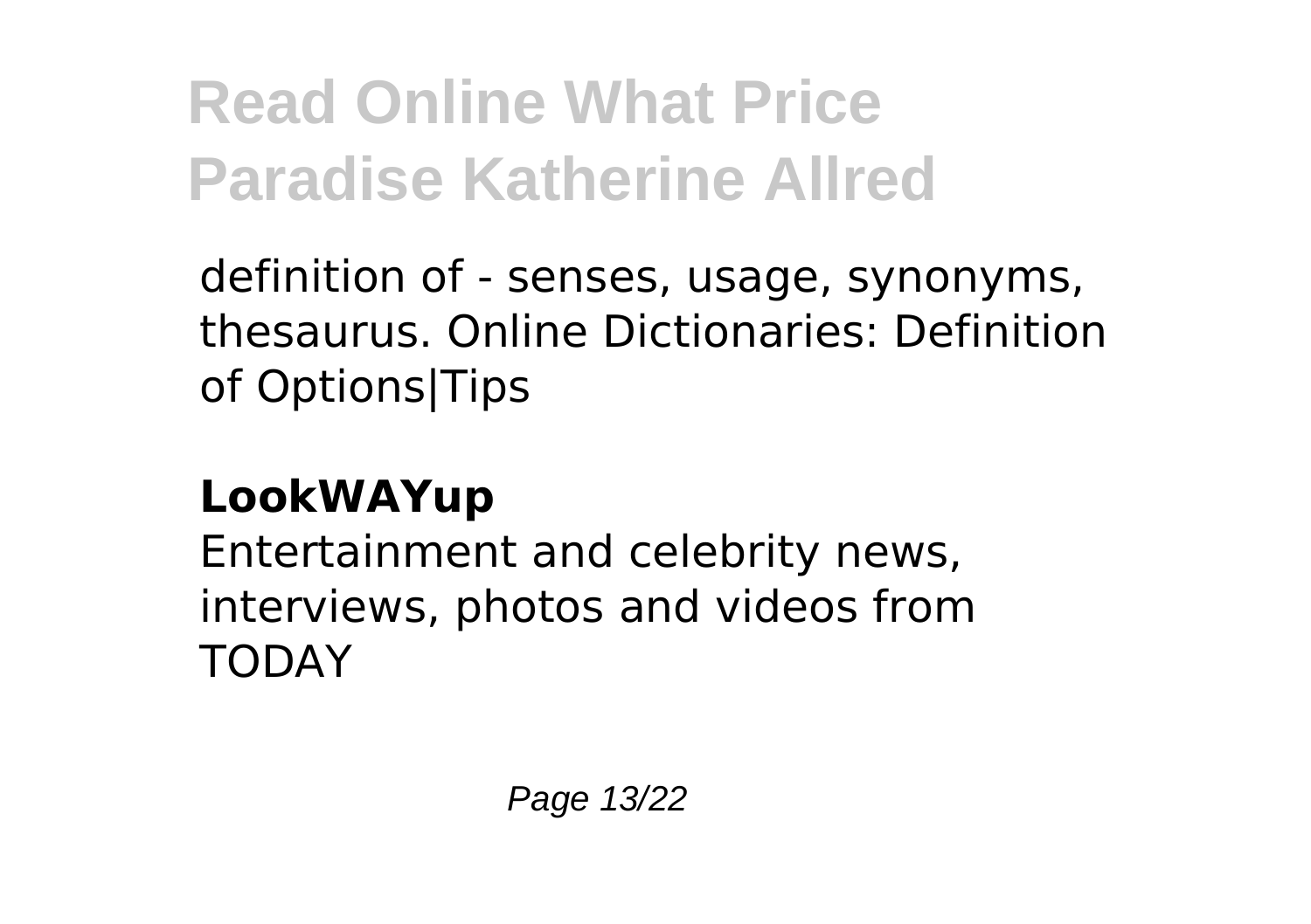definition of - senses, usage, synonyms, thesaurus. Online Dictionaries: Definition of Options|Tips

**LookWAYup**

Entertainment and celebrity news, interviews, photos and videos from TODAY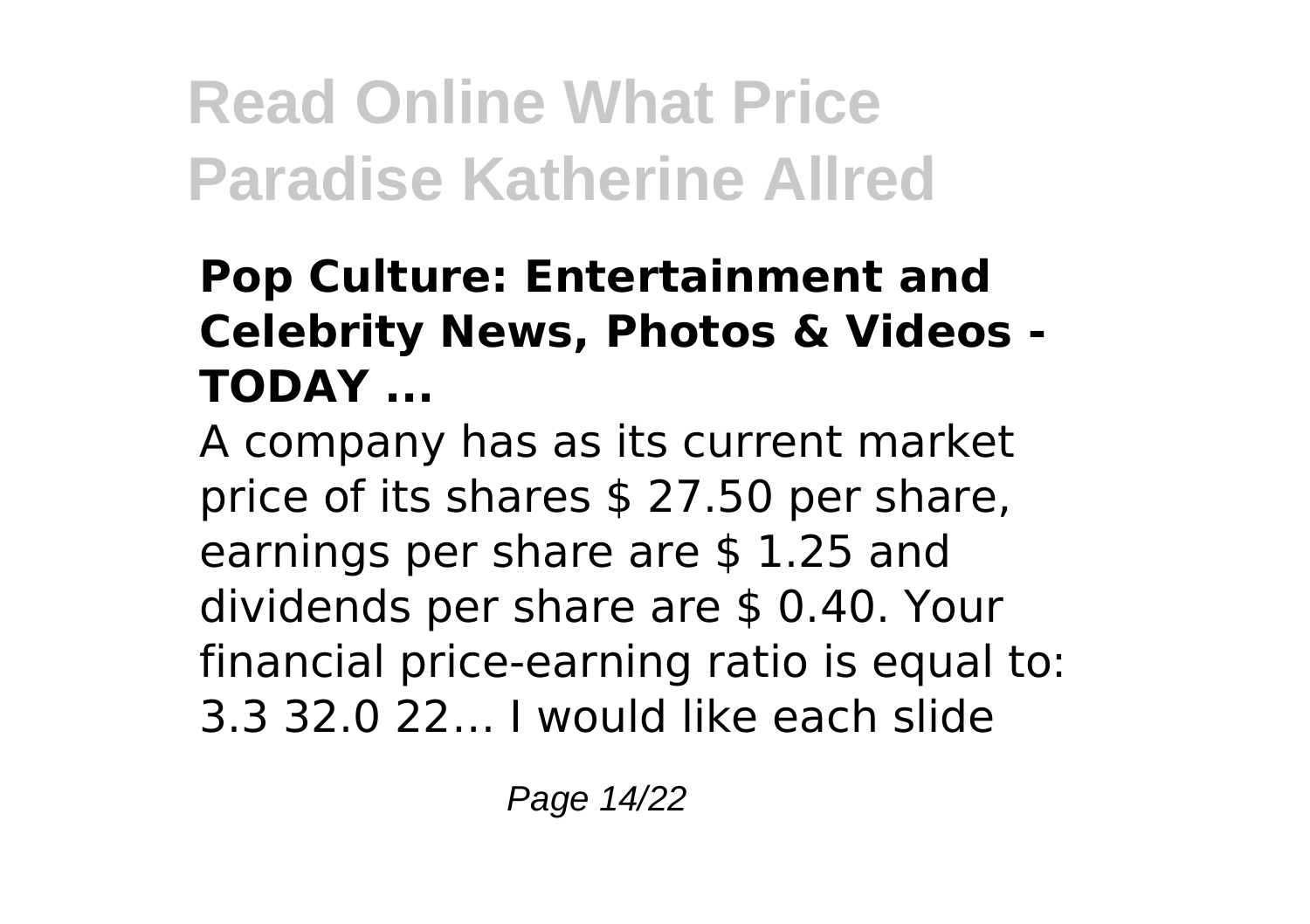# Read Online What Price Paradise Katherine Allred

### Pop Culture: Entertainment and Celebrity News, Photos & Videos - TODAY ...

A company has as its current market price of its shares $ 27.50 per share, earnings per share are $ 1.25 and dividends per share are $ 0.40. Your financial price-earning ratio is equal to: 3.3 32.0 22… I would like each slide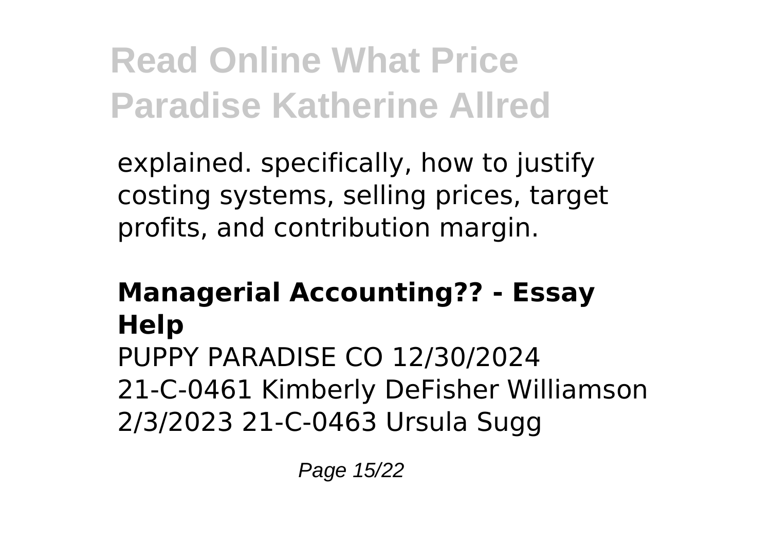explained. specifically, how to justify costing systems, selling prices, target profits, and contribution margin.

**Managerial Accounting?? - Essay Help**

PUPPY PARADISE CO 12/30/2024 21-C-0461 Kimberly DeFisher Williamson 2/3/2023 21-C-0463 Ursula Sugg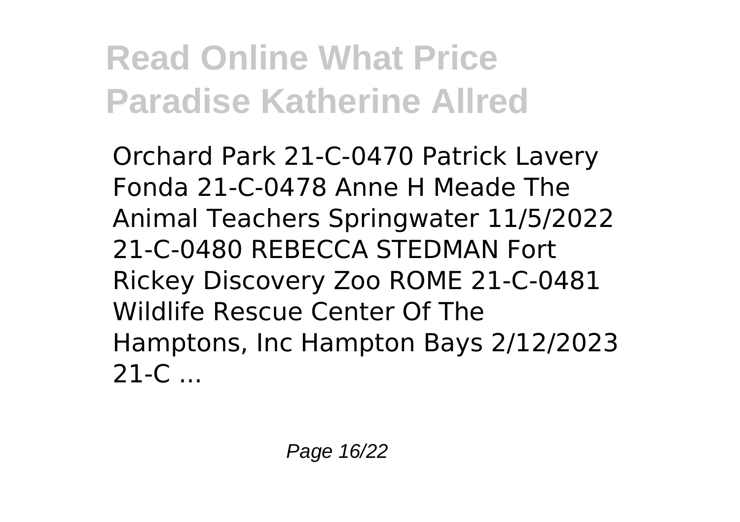# Read Online What Price Paradise Katherine Allred

Orchard Park 21-C-0470 Patrick Lavery Fonda 21-C-0478 Anne H Meade The Animal Teachers Springwater 11/5/2022 21-C-0480 REBECCA STEDMAN Fort Rickey Discovery Zoo ROME 21-C-0481 Wildlife Rescue Center Of The Hamptons, Inc Hampton Bays 2/12/2023 21-C ...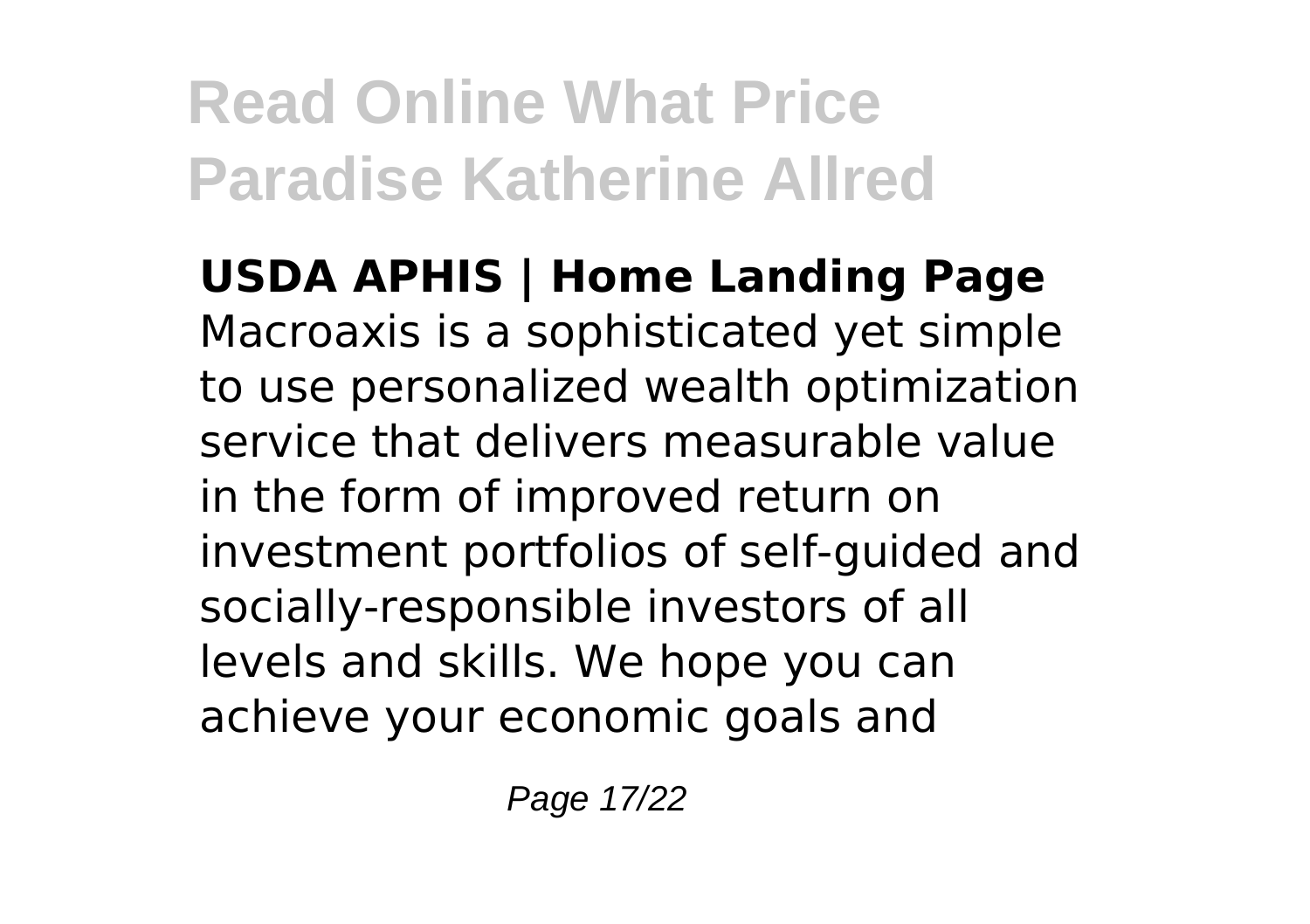**USDA APHIS | Home Landing Page**

Macroaxis is a sophisticated yet simple to use personalized wealth optimization service that delivers measurable value in the form of improved return on investment portfolios of self-guided and socially-responsible investors of all levels and skills. We hope you can achieve your economic goals and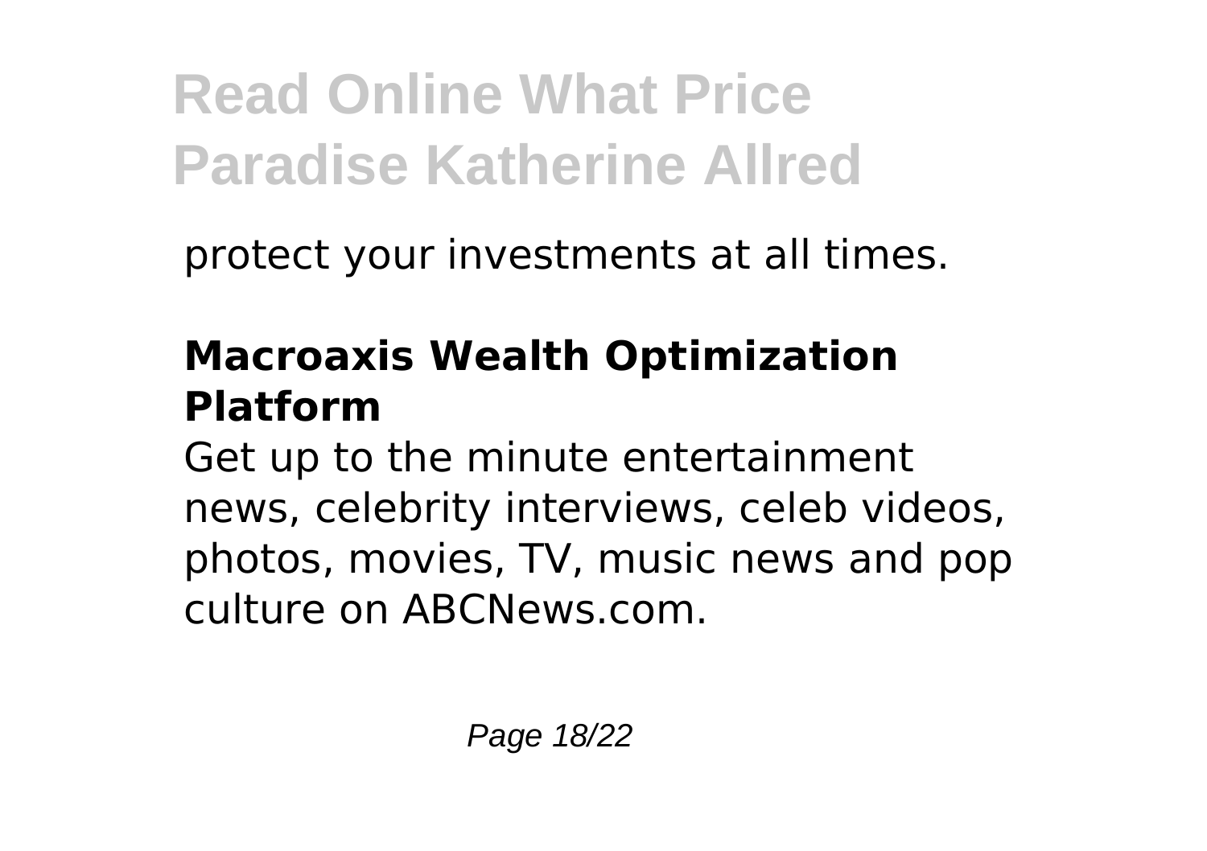protect your investments at all times.

## Macroaxis Wealth Optimization Platform

Get up to the minute entertainment news, celebrity interviews, celeb videos, photos, movies, TV, music news and pop culture on ABCNews.com.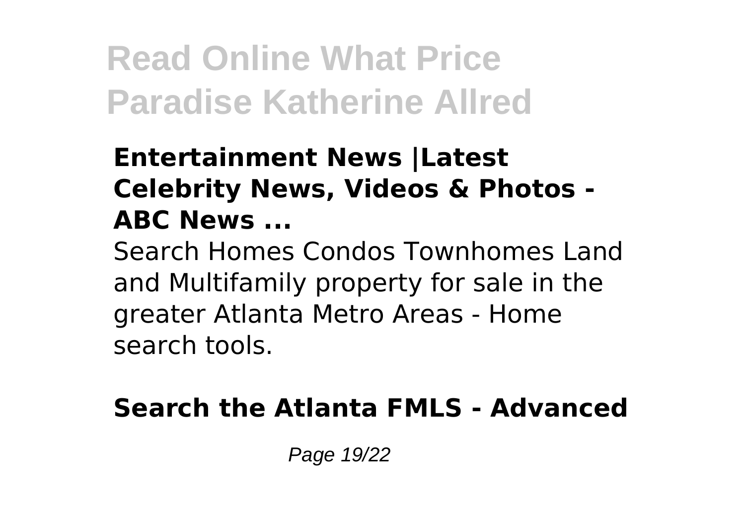### Entertainment News |Latest Celebrity News, Videos & Photos - ABC News ...

Search Homes Condos Townhomes Land and Multifamily property for sale in the greater Atlanta Metro Areas - Home search tools.

### Search the Atlanta FMLS - Advanced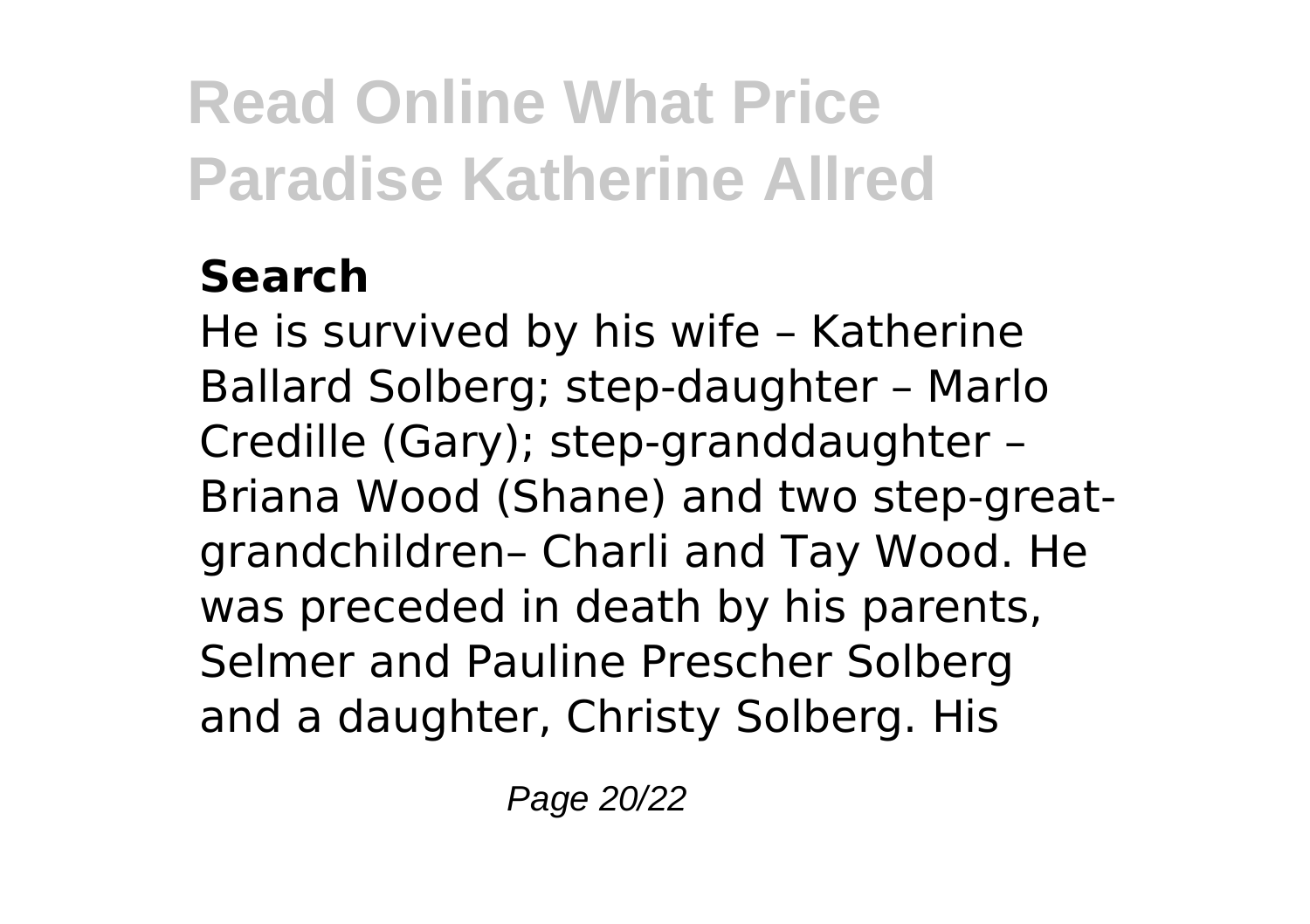### Search

He is survived by his wife – Katherine Ballard Solberg; step-daughter – Marlo Credille (Gary); step-granddaughter – Briana Wood (Shane) and two step-great-grandchildren– Charli and Tay Wood. He was preceded in death by his parents, Selmer and Pauline Prescher Solberg and a daughter, Christy Solberg. His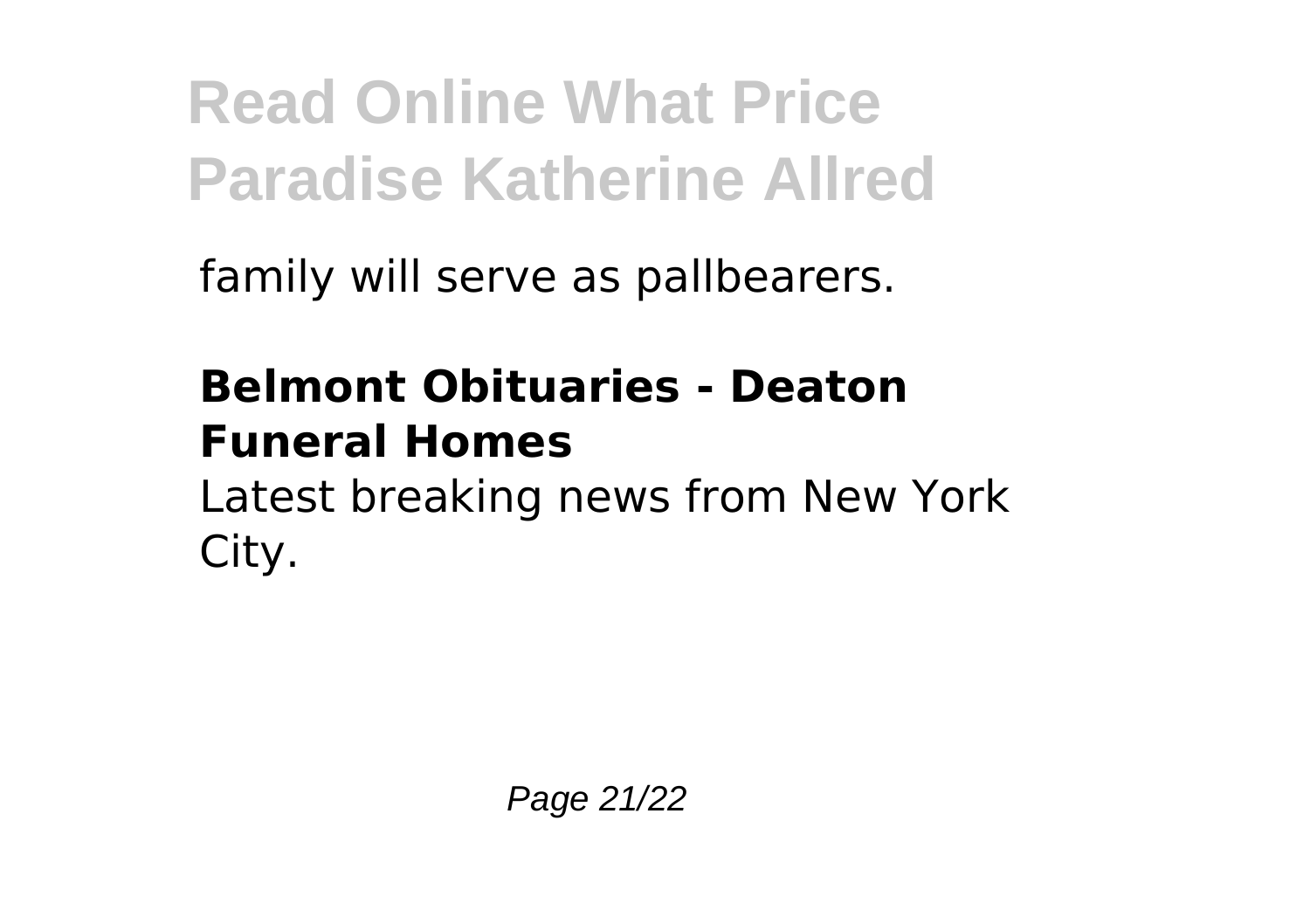family will serve as pallbearers.

**Belmont Obituaries - Deaton Funeral Homes**

Latest breaking news from New York City.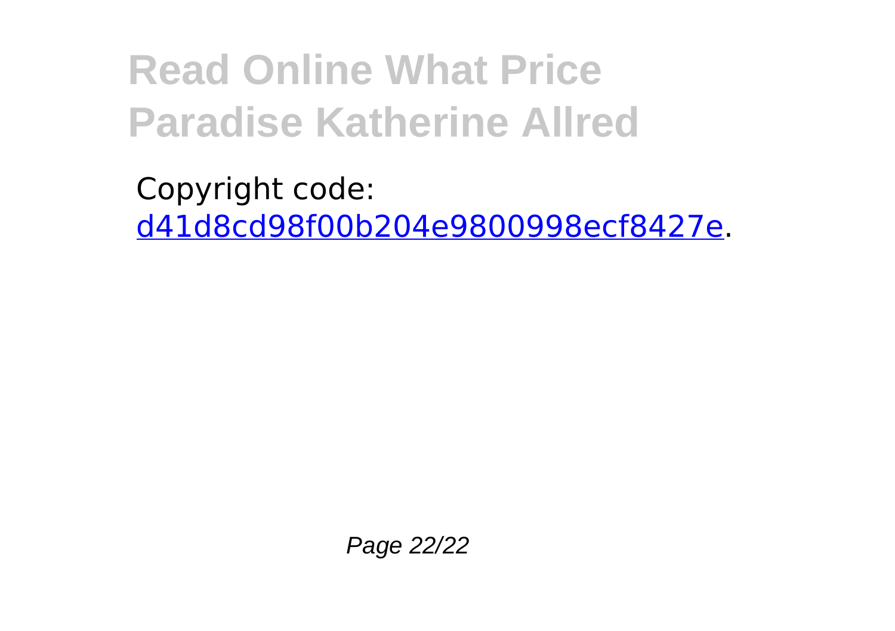Copyright code: d41d8cd98f00b204e9800998ecf8427e.